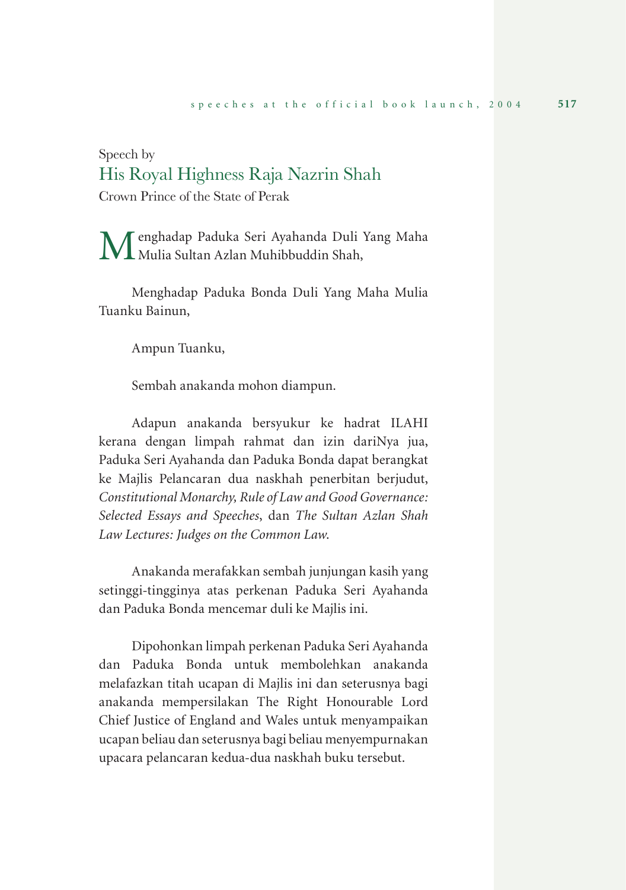Speech by

## His Royal Highness Raja Nazrin Shah

Crown Prince of the State of Perak

Menghadap Paduka Seri Ayahanda Duli Yang Maha Mulia Sultan Azlan Muhibbuddin Shah,

Menghadap Paduka Bonda Duli Yang Maha Mulia Tuanku Bainun,

Ampun Tuanku,

Sembah anakanda mohon diampun.

Adapun anakanda bersyukur ke hadrat ILAHI kerana dengan limpah rahmat dan izin dariNya jua, Paduka Seri Ayahanda dan Paduka Bonda dapat berangkat ke Majlis Pelancaran dua naskhah penerbitan berjudut, *Constitutional Monarchy, Rule of Law and Good Governance: Selected Essays and Speeches*, dan *The Sultan Azlan Shah Law Lectures: Judges on the Common Law*.

Anakanda merafakkan sembah junjungan kasih yang setinggi-tingginya atas perkenan Paduka Seri Ayahanda dan Paduka Bonda mencemar duli ke Majlis ini.

Dipohonkan limpah perkenan Paduka Seri Ayahanda dan Paduka Bonda untuk membolehkan anakanda melafazkan titah ucapan di Majlis ini dan seterusnya bagi anakanda mempersilakan The Right Honourable Lord Chief Justice of England and Wales untuk menyampaikan ucapan beliau dan seterusnya bagi beliau menyempurnakan upacara pelancaran kedua-dua naskhah buku tersebut.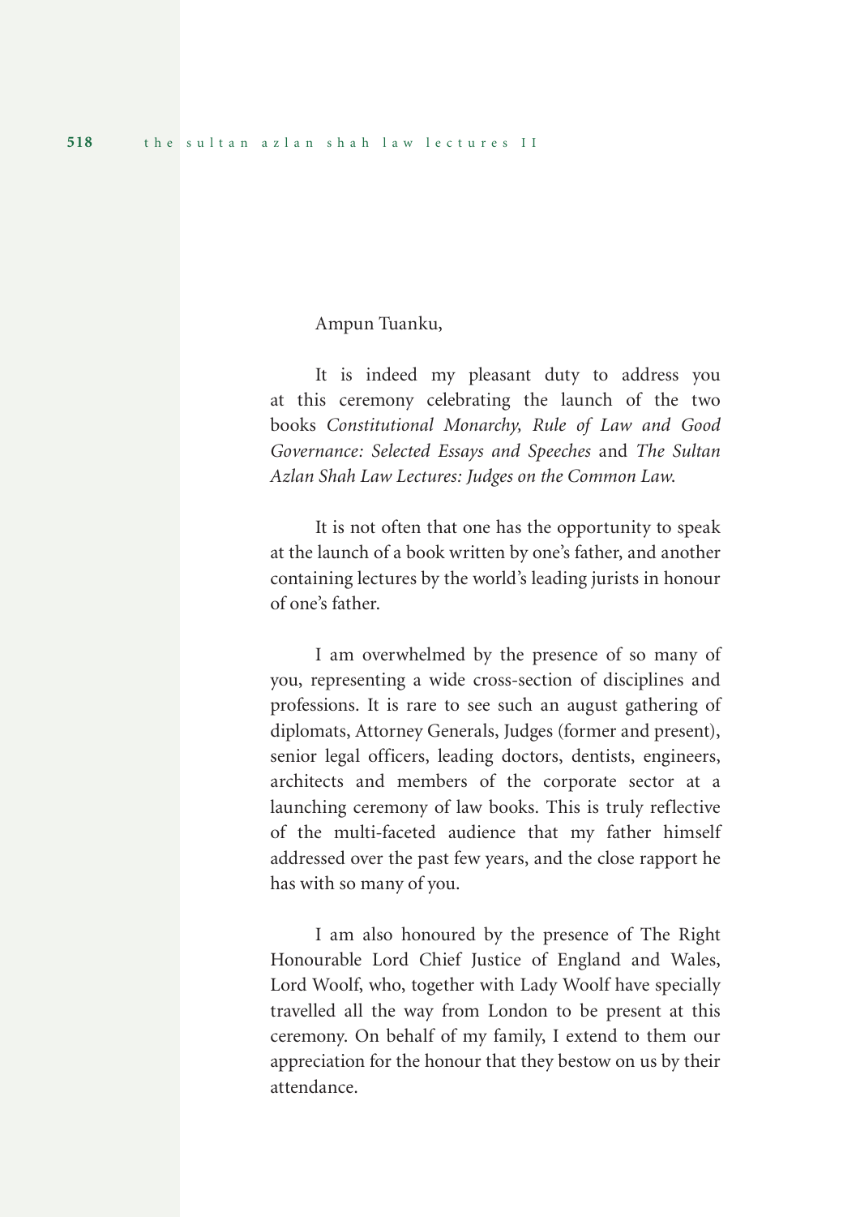Ampun Tuanku,

It is indeed my pleasant duty to address you at this ceremony celebrating the launch of the two books *Constitutional Monarchy, Rule of Law and Good Governance: Selected Essays and Speeches* and *The Sultan Azlan Shah Law Lectures: Judges on the Common Law*.

It is not often that one has the opportunity to speak at the launch of a book written by one's father, and another containing lectures by the world's leading jurists in honour of one's father.

I am overwhelmed by the presence of so many of you, representing a wide cross-section of disciplines and professions. It is rare to see such an august gathering of diplomats, Attorney Generals, Judges (former and present), senior legal officers, leading doctors, dentists, engineers, architects and members of the corporate sector at a launching ceremony of law books. This is truly reflective of the multi-faceted audience that my father himself addressed over the past few years, and the close rapport he has with so many of you.

I am also honoured by the presence of The Right Honourable Lord Chief Justice of England and Wales, Lord Woolf, who, together with Lady Woolf have specially travelled all the way from London to be present at this ceremony. On behalf of my family, I extend to them our appreciation for the honour that they bestow on us by their attendance.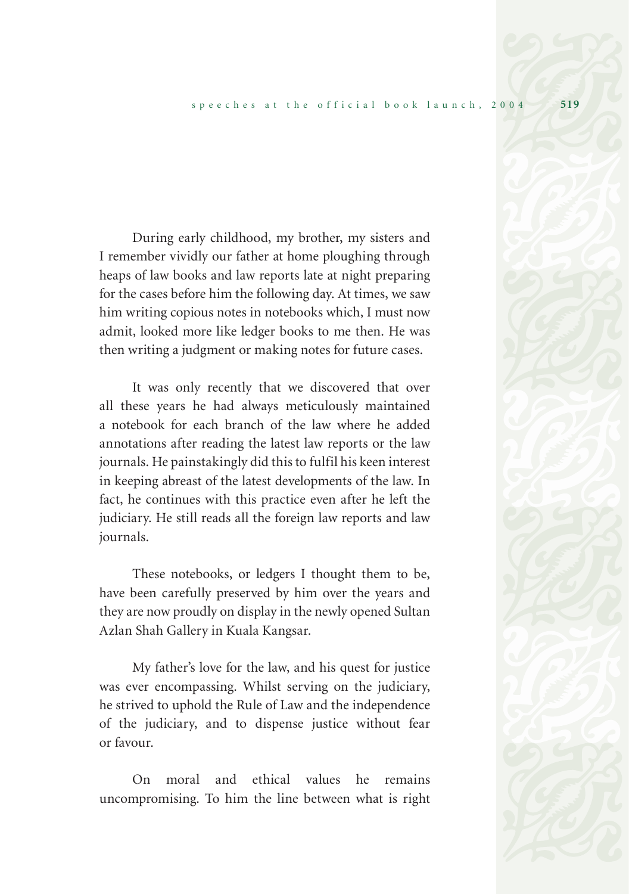During early childhood, my brother, my sisters and I remember vividly our father at home ploughing through heaps of law books and law reports late at night preparing for the cases before him the following day. At times, we saw him writing copious notes in notebooks which, I must now admit, looked more like ledger books to me then. He was then writing a judgment or making notes for future cases.

It was only recently that we discovered that over all these years he had always meticulously maintained a notebook for each branch of the law where he added annotations after reading the latest law reports or the law journals. He painstakingly did this to fulfil his keen interest in keeping abreast of the latest developments of the law. In fact, he continues with this practice even after he left the judiciary. He still reads all the foreign law reports and law journals.

These notebooks, or ledgers I thought them to be, have been carefully preserved by him over the years and they are now proudly on display in the newly opened Sultan Azlan Shah Gallery in Kuala Kangsar.

My father's love for the law, and his quest for justice was ever encompassing. Whilst serving on the judiciary, he strived to uphold the Rule of Law and the independence of the judiciary, and to dispense justice without fear or favour.

On moral and ethical values he remains uncompromising. To him the line between what is right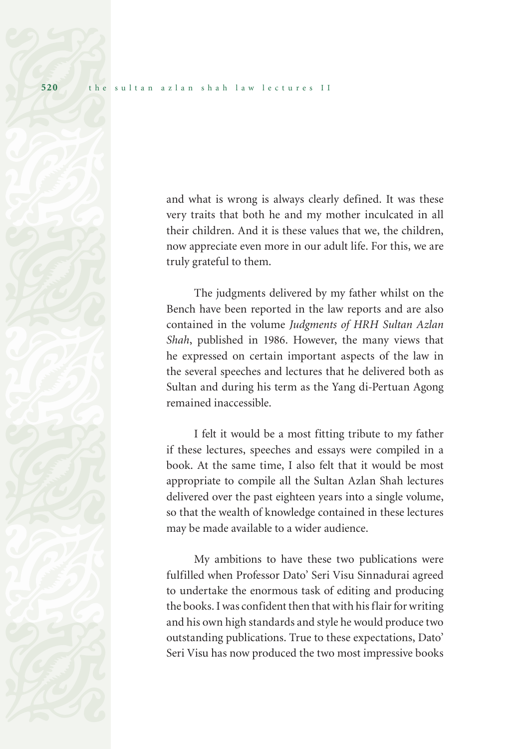and what is wrong is always clearly defined. It was these very traits that both he and my mother inculcated in all their children. And it is these values that we, the children, now appreciate even more in our adult life. For this, we are truly grateful to them.

The judgments delivered by my father whilst on the Bench have been reported in the law reports and are also contained in the volume *Judgments of HRH Sultan Azlan Shah*, published in 1986. However, the many views that he expressed on certain important aspects of the law in the several speeches and lectures that he delivered both as Sultan and during his term as the Yang di-Pertuan Agong remained inaccessible.

I felt it would be a most fitting tribute to my father if these lectures, speeches and essays were compiled in a book. At the same time, I also felt that it would be most appropriate to compile all the Sultan Azlan Shah lectures delivered over the past eighteen years into a single volume, so that the wealth of knowledge contained in these lectures may be made available to a wider audience.

My ambitions to have these two publications were fulfilled when Professor Dato' Seri Visu Sinnadurai agreed to undertake the enormous task of editing and producing the books. I was confident then that with his flair for writing and his own high standards and style he would produce two outstanding publications. True to these expectations, Dato' Seri Visu has now produced the two most impressive books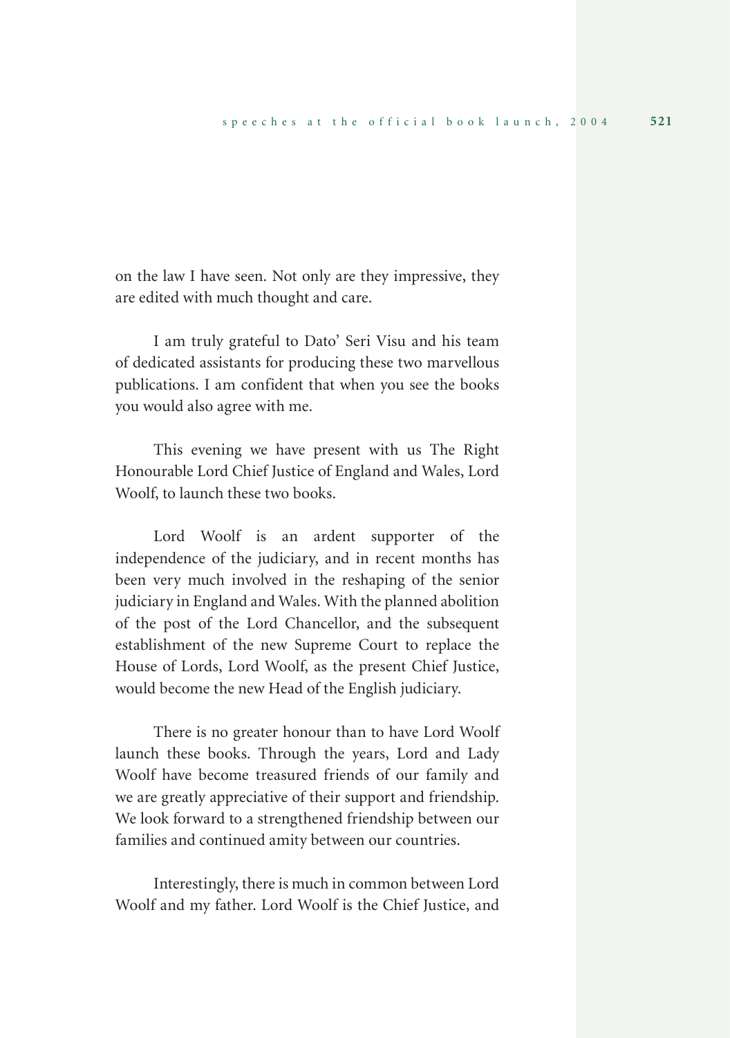on the law I have seen. Not only are they impressive, they are edited with much thought and care.

I am truly grateful to Dato' Seri Visu and his team of dedicated assistants for producing these two marvellous publications. I am confident that when you see the books you would also agree with me.

This evening we have present with us The Right Honourable Lord Chief Justice of England and Wales, Lord Woolf, to launch these two books.

Lord Woolf is an ardent supporter of the independence of the judiciary, and in recent months has been very much involved in the reshaping of the senior judiciary in England and Wales. With the planned abolition of the post of the Lord Chancellor, and the subsequent establishment of the new Supreme Court to replace the House of Lords, Lord Woolf, as the present Chief Justice, would become the new Head of the English judiciary.

There is no greater honour than to have Lord Woolf launch these books. Through the years, Lord and Lady Woolf have become treasured friends of our family and we are greatly appreciative of their support and friendship. We look forward to a strengthened friendship between our families and continued amity between our countries.

Interestingly, there is much in common between Lord Woolf and my father. Lord Woolf is the Chief Justice, and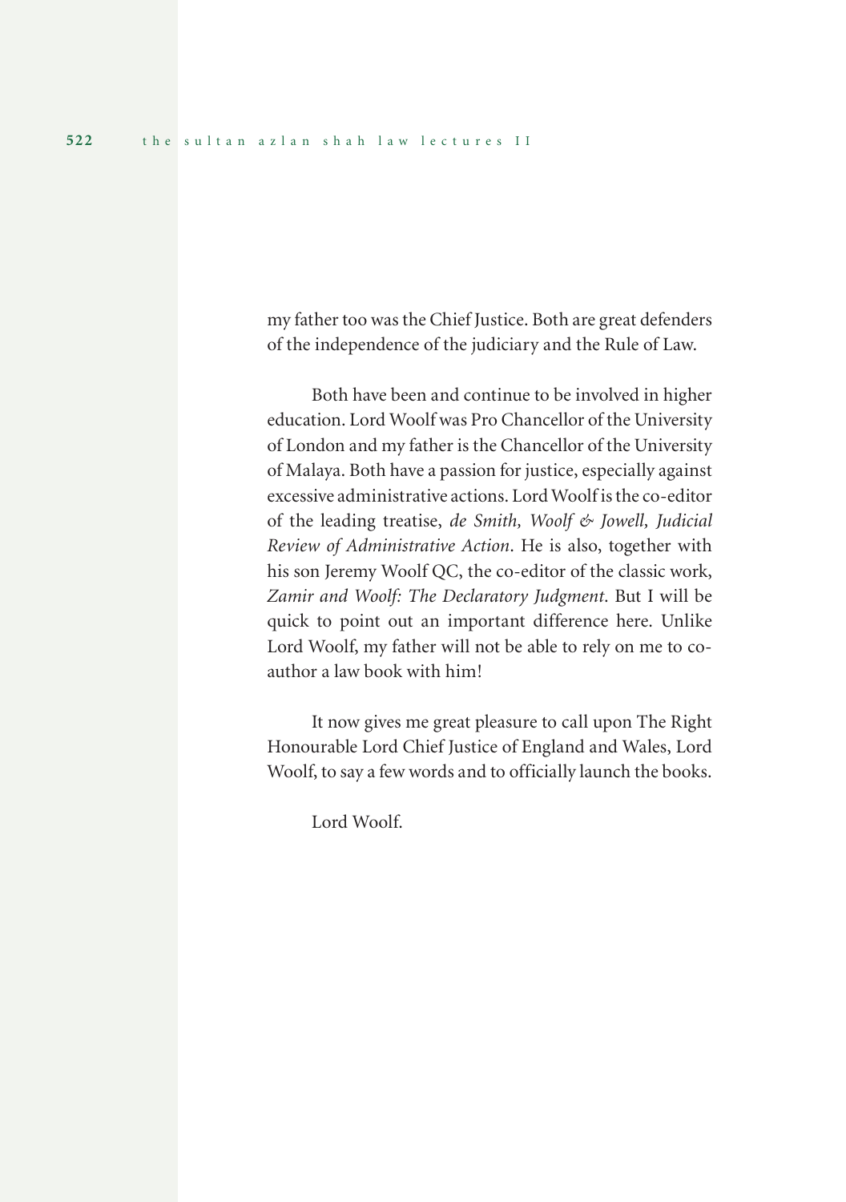my father too was the Chief Justice. Both are great defenders of the independence of the judiciary and the Rule of Law.

Both have been and continue to be involved in higher education. Lord Woolf was Pro Chancellor of the University of London and my father is the Chancellor of the University of Malaya. Both have a passion for justice, especially against excessive administrative actions. Lord Woolf is the co-editor of the leading treatise, *de Smith, Woolf & Jowell, Judicial Review of Administrative Action*. He is also, together with his son Jeremy Woolf QC, the co-editor of the classic work, *Zamir and Woolf: The Declaratory Judgment*. But I will be quick to point out an important difference here. Unlike Lord Woolf, my father will not be able to rely on me to co-author a law book with him!

It now gives me great pleasure to call upon The Right Honourable Lord Chief Justice of England and Wales, Lord Woolf, to say a few words and to officially launch the books.

Lord Woolf.